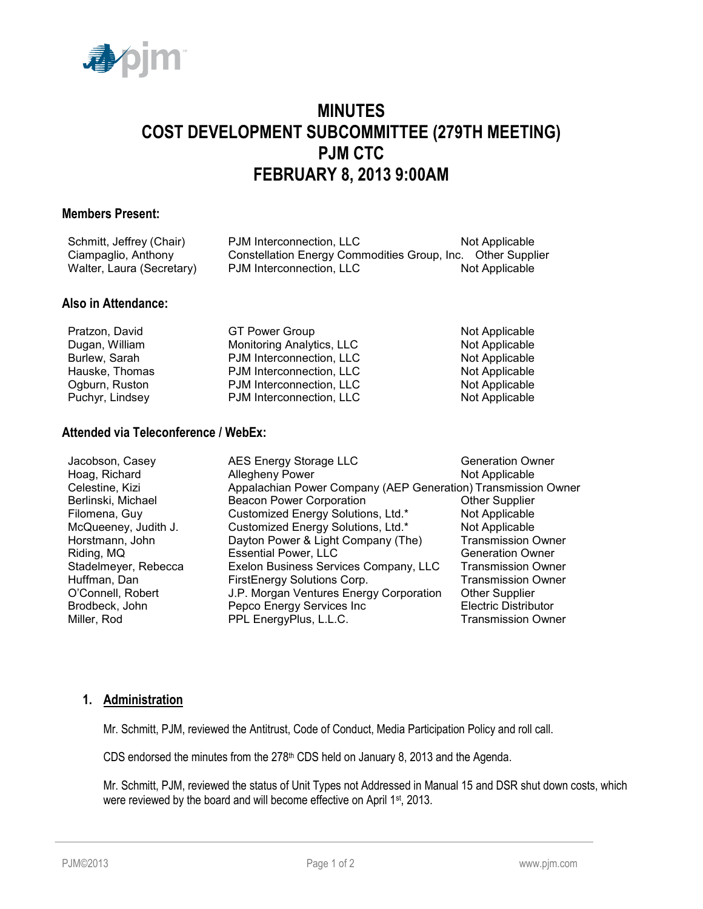# MINUTES
# COST DEVELOPMENT SUBCOMMITTEE (279TH MEETING)
# PJM CTC
# FEBRUARY 8, 2013 9:00AM

### Members Present:

| | | |
|---|---|---|
| Schmitt, Jeffrey (Chair) | PJM Interconnection, LLC | Not Applicable |
| Ciampaglio, Anthony | Constellation Energy Commodities Group, Inc. | Other Supplier |
| Walter, Laura (Secretary) | PJM Interconnection, LLC | Not Applicable |

### Also in Attendance:

| | | |
|---|---|---|
| Pratzon, David | GT Power Group | Not Applicable |
| Dugan, William | Monitoring Analytics, LLC | Not Applicable |
| Burlew, Sarah | PJM Interconnection, LLC | Not Applicable |
| Hauske, Thomas | PJM Interconnection, LLC | Not Applicable |
| Ogburn, Ruston | PJM Interconnection, LLC | Not Applicable |
| Puchyr, Lindsey | PJM Interconnection, LLC | Not Applicable |

### Attended via Teleconference / WebEx:

| | | |
|---|---|---|
| Jacobson, Casey | AES Energy Storage LLC | Generation Owner |
| Hoag, Richard | Allegheny Power | Not Applicable |
| Celestine, Kizi | Appalachian Power Company (AEP Generation) | Transmission Owner |
| Berlinski, Michael | Beacon Power Corporation | Other Supplier |
| Filomena, Guy | Customized Energy Solutions, Ltd.* | Not Applicable |
| McQueeney, Judith J. | Customized Energy Solutions, Ltd.* | Not Applicable |
| Horstmann, John | Dayton Power & Light Company (The) | Transmission Owner |
| Riding, MQ | Essential Power, LLC | Generation Owner |
| Stadelmeyer, Rebecca | Exelon Business Services Company, LLC | Transmission Owner |
| Huffman, Dan | FirstEnergy Solutions Corp. | Transmission Owner |
| O'Connell, Robert | J.P. Morgan Ventures Energy Corporation | Other Supplier |
| Brodbeck, John | Pepco Energy Services Inc | Electric Distributor |
| Miller, Rod | PPL EnergyPlus, L.L.C. | Transmission Owner |

1. **Administration**

   Mr. Schmitt, PJM, reviewed the Antitrust, Code of Conduct, Media Participation Policy and roll call.

   CDS endorsed the minutes from the 278th CDS held on January 8, 2013 and the Agenda.

   Mr. Schmitt, PJM, reviewed the status of Unit Types not Addressed in Manual 15 and DSR shut down costs, which were reviewed by the board and will become effective on April 1st, 2013.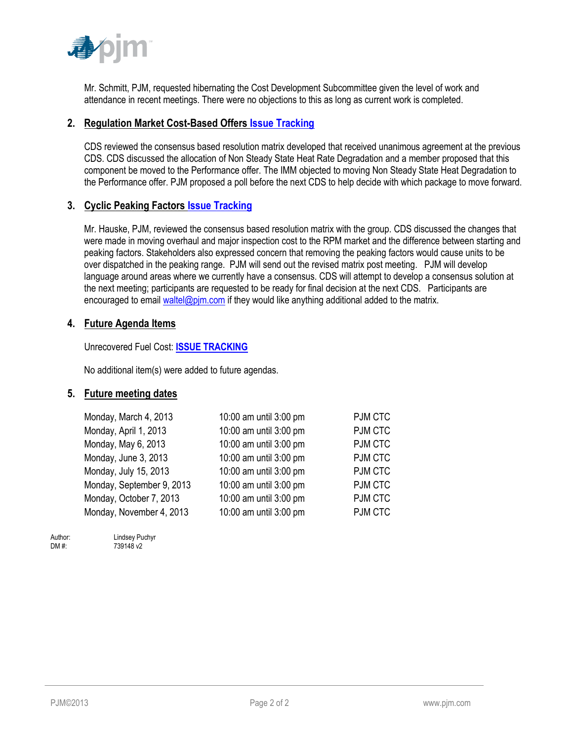Mr. Schmitt, PJM, requested hibernating the Cost Development Subcommittee given the level of work and attendance in recent meetings. There were no objections to this as long as current work is completed.

## 2. Regulation Market Cost-Based Offers Issue Tracking

CDS reviewed the consensus based resolution matrix developed that received unanimous agreement at the previous CDS. CDS discussed the allocation of Non Steady State Heat Rate Degradation and a member proposed that this component be moved to the Performance offer. The IMM objected to moving Non Steady State Heat Degradation to the Performance offer. PJM proposed a poll before the next CDS to help decide with which package to move forward.

## 3. Cyclic Peaking Factors Issue Tracking

Mr. Hauske, PJM, reviewed the consensus based resolution matrix with the group. CDS discussed the changes that were made in moving overhaul and major inspection cost to the RPM market and the difference between starting and peaking factors. Stakeholders also expressed concern that removing the peaking factors would cause units to be over dispatched in the peaking range. PJM will send out the revised matrix post meeting. PJM will develop language around areas where we currently have a consensus. CDS will attempt to develop a consensus solution at the next meeting; participants are requested to be ready for final decision at the next CDS. Participants are encouraged to email waltel@pjm.com if they would like anything additional added to the matrix.

## 4. Future Agenda Items

Unrecovered Fuel Cost: **ISSUE TRACKING**

No additional item(s) were added to future agendas.

## 5. Future meeting dates

| | | |
|---|---|---|
| Monday, March 4, 2013 | 10:00 am until 3:00 pm | PJM CTC |
| Monday, April 1, 2013 | 10:00 am until 3:00 pm | PJM CTC |
| Monday, May 6, 2013 | 10:00 am until 3:00 pm | PJM CTC |
| Monday, June 3, 2013 | 10:00 am until 3:00 pm | PJM CTC |
| Monday, July 15, 2013 | 10:00 am until 3:00 pm | PJM CTC |
| Monday, September 9, 2013 | 10:00 am until 3:00 pm | PJM CTC |
| Monday, October 7, 2013 | 10:00 am until 3:00 pm | PJM CTC |
| Monday, November 4, 2013 | 10:00 am until 3:00 pm | PJM CTC |

Author: Lindsey Puchyr
DM #: 739148 v2